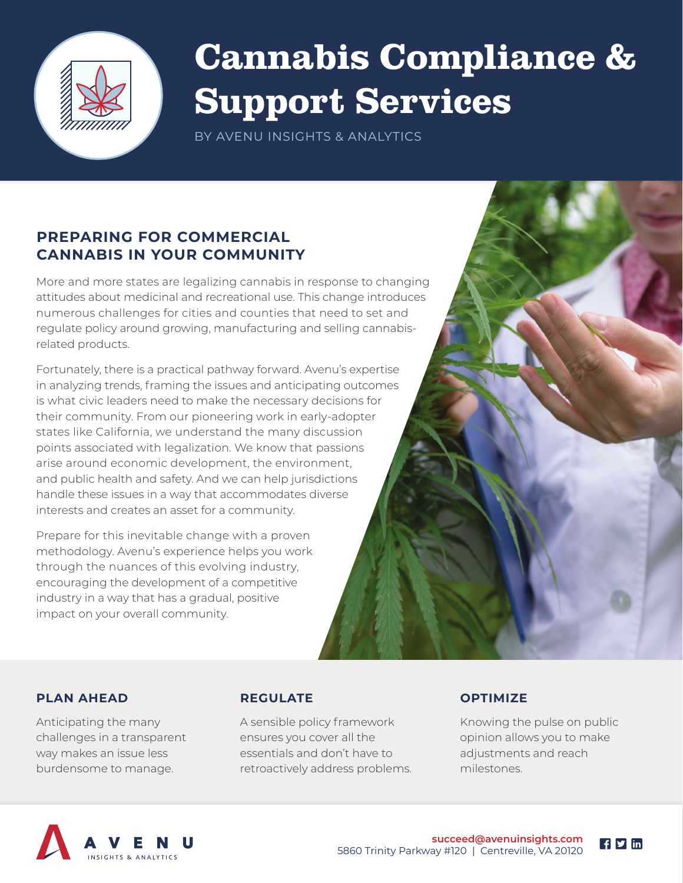# Cannabis Compliance & Support Services

BY AVENU INSIGHTS & ANALYTICS

## PREPARING FOR COMMERCIAL CANNABIS IN YOUR COMMUNITY

More and more states are legalizing cannabis in response to changing attitudes about medicinal and recreational use. This change introduces numerous challenges for cities and counties that need to set and regulate policy around growing, manufacturing and selling cannabis-related products.

Fortunately, there is a practical pathway forward. Avenu's expertise in analyzing trends, framing the issues and anticipating outcomes is what civic leaders need to make the necessary decisions for their community. From our pioneering work in early-adopter states like California, we understand the many discussion points associated with legalization. We know that passions arise around economic development, the environment, and public health and safety. And we can help jurisdictions handle these issues in a way that accommodates diverse interests and creates an asset for a community.

Prepare for this inevitable change with a proven methodology. Avenu's experience helps you work through the nuances of this evolving industry, encouraging the development of a competitive industry in a way that has a gradual, positive impact on your overall community.

### PLAN AHEAD

Anticipating the many challenges in a transparent way makes an issue less burdensome to manage.

### REGULATE

A sensible policy framework ensures you cover all the essentials and don't have to retroactively address problems.

### OPTIMIZE

Knowing the pulse on public opinion allows you to make adjustments and reach milestones.

AVENU INSIGHTS & ANALYTICS

succeed@avenuinsights.com
5860 Trinity Parkway #120 | Centreville, VA 20120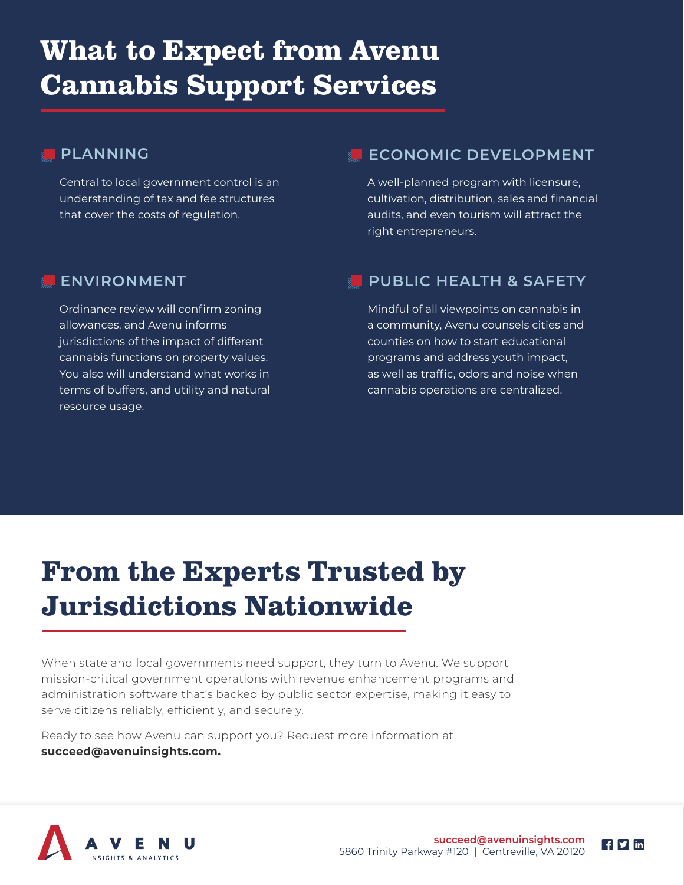# What to Expect from Avenu Cannabis Support Services

## PLANNING

Central to local government control is an understanding of tax and fee structures that cover the costs of regulation.

## ECONOMIC DEVELOPMENT

A well-planned program with licensure, cultivation, distribution, sales and financial audits, and even tourism will attract the right entrepreneurs.

## ENVIRONMENT

Ordinance review will confirm zoning allowances, and Avenu informs jurisdictions of the impact of different cannabis functions on property values. You also will understand what works in terms of buffers, and utility and natural resource usage.

## PUBLIC HEALTH & SAFETY

Mindful of all viewpoints on cannabis in a community, Avenu counsels cities and counties on how to start educational programs and address youth impact, as well as traffic, odors and noise when cannabis operations are centralized.

# From the Experts Trusted by Jurisdictions Nationwide

When state and local governments need support, they turn to Avenu. We support mission-critical government operations with revenue enhancement programs and administration software that's backed by public sector expertise, making it easy to serve citizens reliably, efficiently, and securely.

Ready to see how Avenu can support you? Request more information at **succeed@avenuinsights.com.**

AVENU INSIGHTS & ANALYTICS

succeed@avenuinsights.com
5860 Trinity Parkway #120 | Centreville, VA 20120